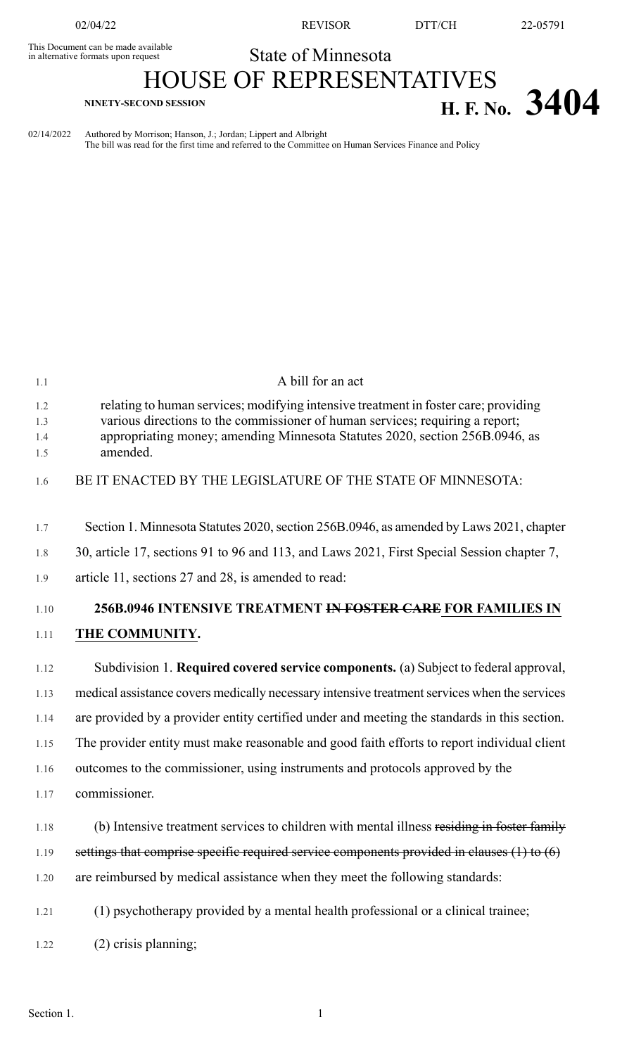This Document can be made available in alternative formats upon request

State of Minnesota

# HOUSE OF REPRESENTATIVES

NINETY-SECOND SESSION

**H. F. No. 3404**

02/14/2022 Authored by Morrison; Hanson, J.; Jordan; Lippert and Albright
The bill was read for the first time and referred to the Committee on Human Services Finance and Policy

A bill for an act

relating to human services; modifying intensive treatment in foster care; providing various directions to the commissioner of human services; requiring a report; appropriating money; amending Minnesota Statutes 2020, section 256B.0946, as amended.

BE IT ENACTED BY THE LEGISLATURE OF THE STATE OF MINNESOTA:

Section 1. Minnesota Statutes 2020, section 256B.0946, as amended by Laws 2021, chapter 30, article 17, sections 91 to 96 and 113, and Laws 2021, First Special Session chapter 7, article 11, sections 27 and 28, is amended to read:

**256B.0946 INTENSIVE TREATMENT ~~IN FOSTER CARE~~ FOR FAMILIES IN THE COMMUNITY.**

Subdivision 1. **Required covered service components.** (a) Subject to federal approval, medical assistance covers medically necessary intensive treatment services when the services are provided by a provider entity certified under and meeting the standards in this section. The provider entity must make reasonable and good faith efforts to report individual client outcomes to the commissioner, using instruments and protocols approved by the commissioner.

(b) Intensive treatment services to children with mental illness ~~residing in foster family settings that comprise specific required service components provided in clauses (1) to (6)~~ are reimbursed by medical assistance when they meet the following standards:

(1) psychotherapy provided by a mental health professional or a clinical trainee;

(2) crisis planning;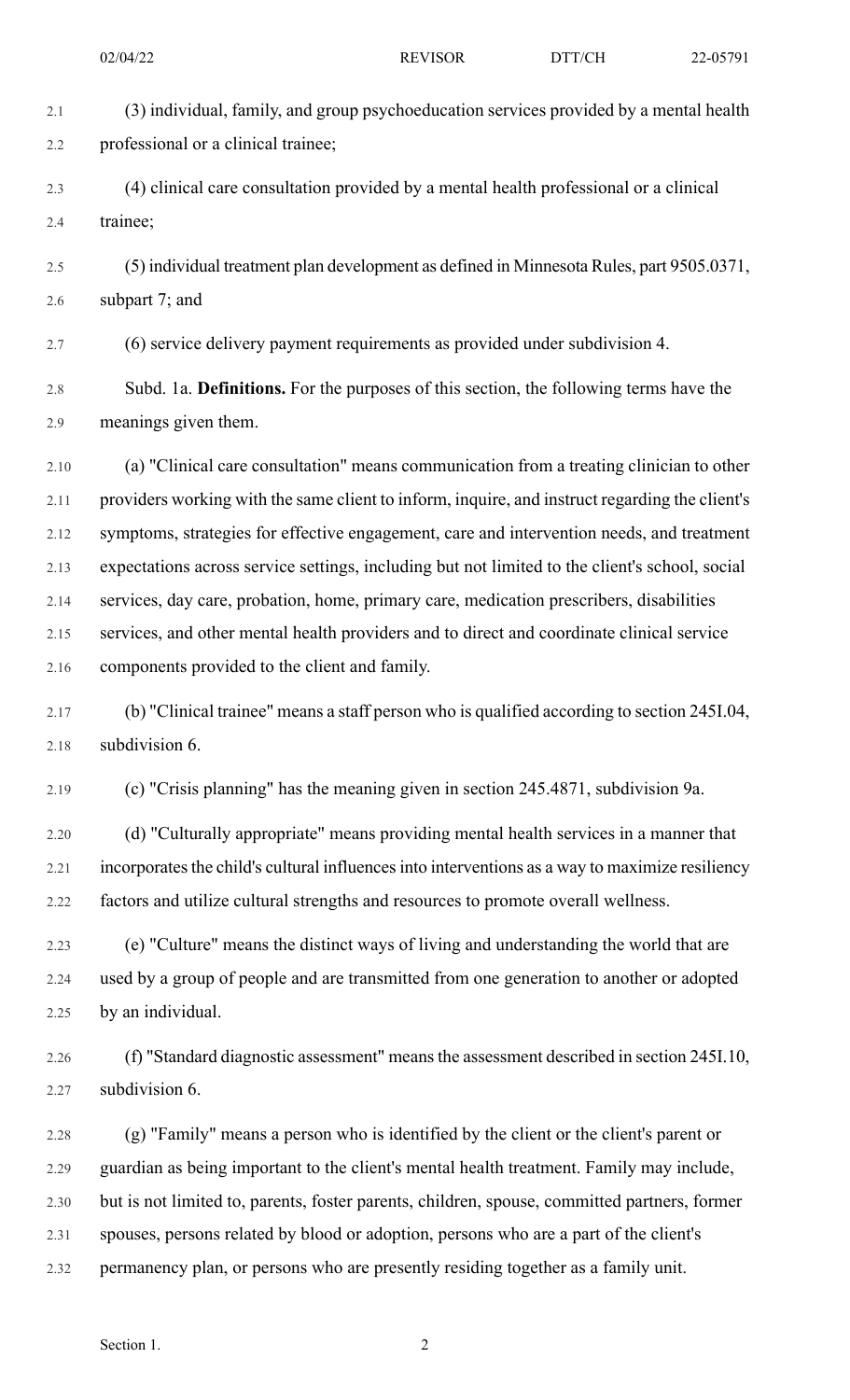(3) individual, family, and group psychoeducation services provided by a mental health professional or a clinical trainee;

(4) clinical care consultation provided by a mental health professional or a clinical trainee;

(5) individual treatment plan development as defined in Minnesota Rules, part 9505.0371, subpart 7; and

(6) service delivery payment requirements as provided under subdivision 4.

Subd. 1a. **Definitions.** For the purposes of this section, the following terms have the meanings given them.

(a) "Clinical care consultation" means communication from a treating clinician to other providers working with the same client to inform, inquire, and instruct regarding the client's symptoms, strategies for effective engagement, care and intervention needs, and treatment expectations across service settings, including but not limited to the client's school, social services, day care, probation, home, primary care, medication prescribers, disabilities services, and other mental health providers and to direct and coordinate clinical service components provided to the client and family.

(b) "Clinical trainee" means a staff person who is qualified according to section 245I.04, subdivision 6.

(c) "Crisis planning" has the meaning given in section 245.4871, subdivision 9a.

(d) "Culturally appropriate" means providing mental health services in a manner that incorporates the child's cultural influences into interventions as a way to maximize resiliency factors and utilize cultural strengths and resources to promote overall wellness.

(e) "Culture" means the distinct ways of living and understanding the world that are used by a group of people and are transmitted from one generation to another or adopted by an individual.

(f) "Standard diagnostic assessment" means the assessment described in section 245I.10, subdivision 6.

(g) "Family" means a person who is identified by the client or the client's parent or guardian as being important to the client's mental health treatment. Family may include, but is not limited to, parents, foster parents, children, spouse, committed partners, former spouses, persons related by blood or adoption, persons who are a part of the client's permanency plan, or persons who are presently residing together as a family unit.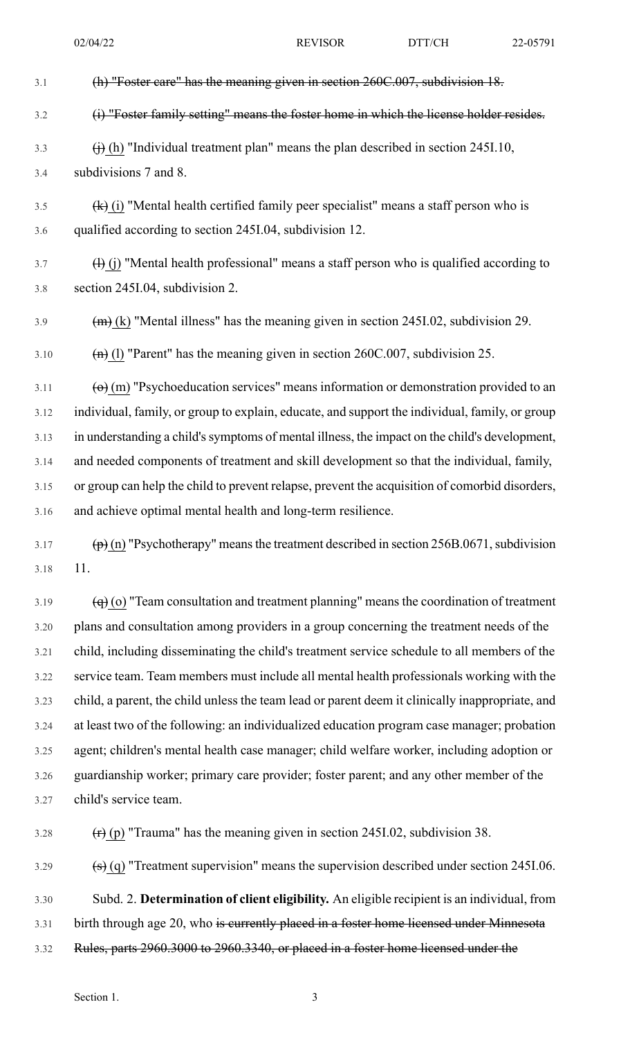~~(h) "Foster care" has the meaning given in section 260C.007, subdivision 18.~~

~~(i) "Foster family setting" means the foster home in which the license holder resides.~~

~~(j)~~ (h) "Individual treatment plan" means the plan described in section 245I.10, subdivisions 7 and 8.

~~(k)~~ (i) "Mental health certified family peer specialist" means a staff person who is qualified according to section 245I.04, subdivision 12.

~~(l)~~ (j) "Mental health professional" means a staff person who is qualified according to section 245I.04, subdivision 2.

~~(m)~~ (k) "Mental illness" has the meaning given in section 245I.02, subdivision 29.

~~(n)~~ (l) "Parent" has the meaning given in section 260C.007, subdivision 25.

~~(o)~~ (m) "Psychoeducation services" means information or demonstration provided to an individual, family, or group to explain, educate, and support the individual, family, or group in understanding a child's symptoms of mental illness, the impact on the child's development, and needed components of treatment and skill development so that the individual, family, or group can help the child to prevent relapse, prevent the acquisition of comorbid disorders, and achieve optimal mental health and long-term resilience.

~~(p)~~ (n) "Psychotherapy" means the treatment described in section 256B.0671, subdivision 11.

~~(q)~~ (o) "Team consultation and treatment planning" means the coordination of treatment plans and consultation among providers in a group concerning the treatment needs of the child, including disseminating the child's treatment service schedule to all members of the service team. Team members must include all mental health professionals working with the child, a parent, the child unless the team lead or parent deem it clinically inappropriate, and at least two of the following: an individualized education program case manager; probation agent; children's mental health case manager; child welfare worker, including adoption or guardianship worker; primary care provider; foster parent; and any other member of the child's service team.

~~(r)~~ (p) "Trauma" has the meaning given in section 245I.02, subdivision 38.

~~(s)~~ (q) "Treatment supervision" means the supervision described under section 245I.06.

Subd. 2. **Determination of client eligibility.** An eligible recipient is an individual, from birth through age 20, who ~~is currently placed in a foster home licensed under Minnesota Rules, parts 2960.3000 to 2960.3340, or placed in a foster home licensed under the~~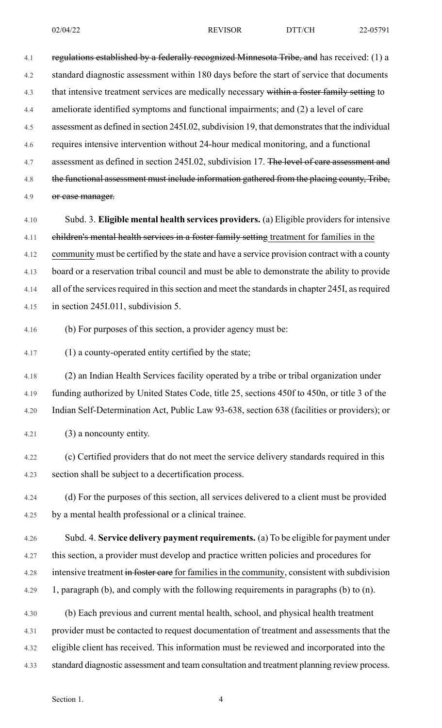regulations established by a federally recognized Minnesota Tribe, and has received: (1) a standard diagnostic assessment within 180 days before the start of service that documents that intensive treatment services are medically necessary within a foster family setting to ameliorate identified symptoms and functional impairments; and (2) a level of care assessment as defined in section 245I.02, subdivision 19, that demonstrates that the individual requires intensive intervention without 24-hour medical monitoring, and a functional assessment as defined in section 245I.02, subdivision 17. The level of care assessment and the functional assessment must include information gathered from the placing county, Tribe, or case manager.

Subd. 3. **Eligible mental health services providers.** (a) Eligible providers for intensive children's mental health services in a foster family setting treatment for families in the community must be certified by the state and have a service provision contract with a county board or a reservation tribal council and must be able to demonstrate the ability to provide all of the services required in this section and meet the standards in chapter 245I, as required in section 245I.011, subdivision 5.

(b) For purposes of this section, a provider agency must be:

(1) a county-operated entity certified by the state;

(2) an Indian Health Services facility operated by a tribe or tribal organization under funding authorized by United States Code, title 25, sections 450f to 450n, or title 3 of the Indian Self-Determination Act, Public Law 93-638, section 638 (facilities or providers); or

(3) a noncounty entity.

(c) Certified providers that do not meet the service delivery standards required in this section shall be subject to a decertification process.

(d) For the purposes of this section, all services delivered to a client must be provided by a mental health professional or a clinical trainee.

Subd. 4. **Service delivery payment requirements.** (a) To be eligible for payment under this section, a provider must develop and practice written policies and procedures for intensive treatment in foster care for families in the community, consistent with subdivision 1, paragraph (b), and comply with the following requirements in paragraphs (b) to (n).

(b) Each previous and current mental health, school, and physical health treatment provider must be contacted to request documentation of treatment and assessments that the eligible client has received. This information must be reviewed and incorporated into the standard diagnostic assessment and team consultation and treatment planning review process.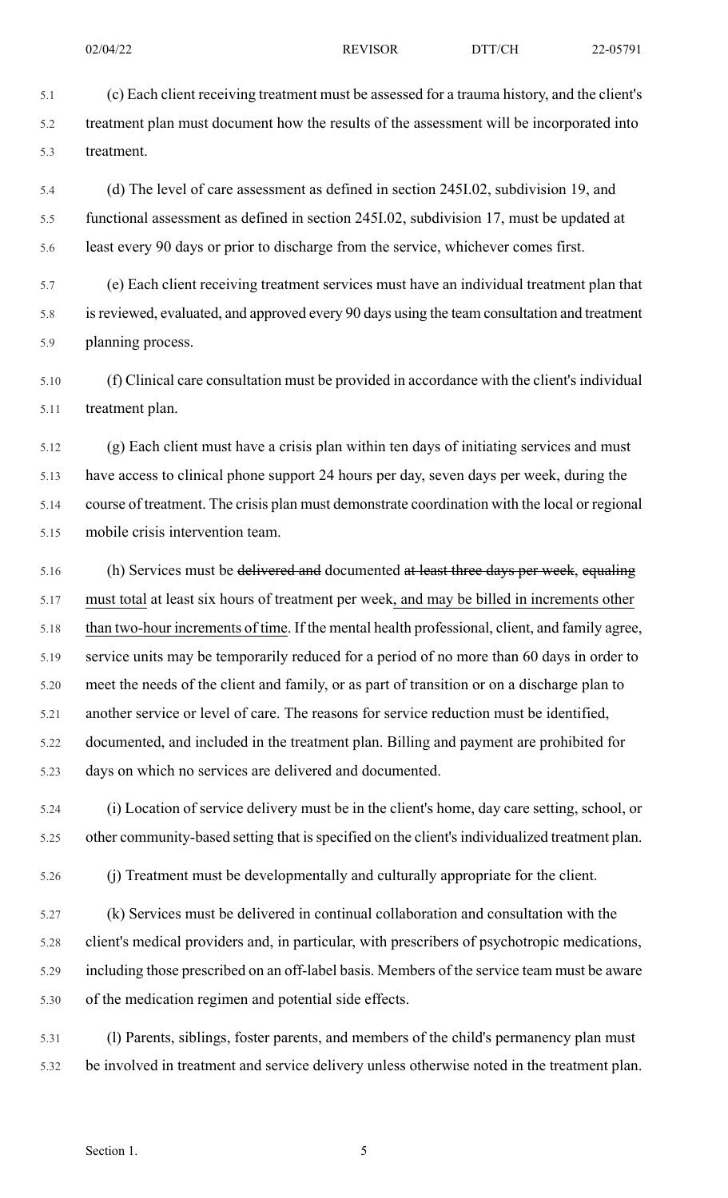(c) Each client receiving treatment must be assessed for a trauma history, and the client's treatment plan must document how the results of the assessment will be incorporated into treatment.

(d) The level of care assessment as defined in section 245I.02, subdivision 19, and functional assessment as defined in section 245I.02, subdivision 17, must be updated at least every 90 days or prior to discharge from the service, whichever comes first.

(e) Each client receiving treatment services must have an individual treatment plan that is reviewed, evaluated, and approved every 90 days using the team consultation and treatment planning process.

(f) Clinical care consultation must be provided in accordance with the client's individual treatment plan.

(g) Each client must have a crisis plan within ten days of initiating services and must have access to clinical phone support 24 hours per day, seven days per week, during the course of treatment. The crisis plan must demonstrate coordination with the local or regional mobile crisis intervention team.

(h) Services must be ~~delivered and~~ documented ~~at least three days per week~~, ~~equaling~~ must total at least six hours of treatment per week, and may be billed in increments other than two-hour increments of time. If the mental health professional, client, and family agree, service units may be temporarily reduced for a period of no more than 60 days in order to meet the needs of the client and family, or as part of transition or on a discharge plan to another service or level of care. The reasons for service reduction must be identified, documented, and included in the treatment plan. Billing and payment are prohibited for days on which no services are delivered and documented.

(i) Location of service delivery must be in the client's home, day care setting, school, or other community-based setting that is specified on the client's individualized treatment plan.

(j) Treatment must be developmentally and culturally appropriate for the client.

(k) Services must be delivered in continual collaboration and consultation with the client's medical providers and, in particular, with prescribers of psychotropic medications, including those prescribed on an off-label basis. Members of the service team must be aware of the medication regimen and potential side effects.

(l) Parents, siblings, foster parents, and members of the child's permanency plan must be involved in treatment and service delivery unless otherwise noted in the treatment plan.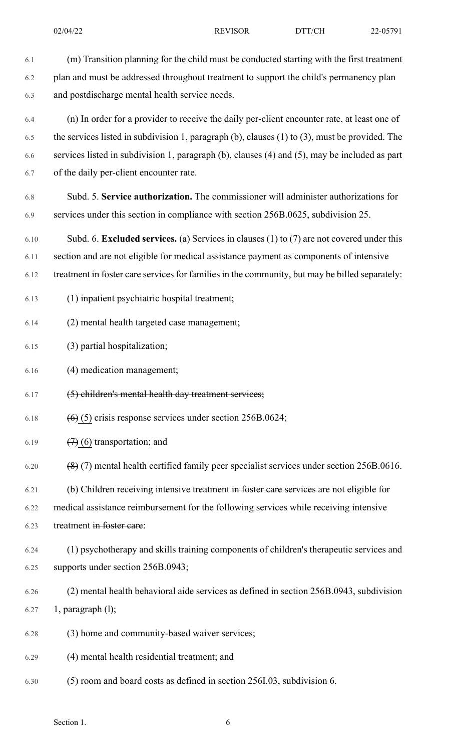(m) Transition planning for the child must be conducted starting with the first treatment plan and must be addressed throughout treatment to support the child's permanency plan and postdischarge mental health service needs.

(n) In order for a provider to receive the daily per-client encounter rate, at least one of the services listed in subdivision 1, paragraph (b), clauses (1) to (3), must be provided. The services listed in subdivision 1, paragraph (b), clauses (4) and (5), may be included as part of the daily per-client encounter rate.

Subd. 5. **Service authorization.** The commissioner will administer authorizations for services under this section in compliance with section 256B.0625, subdivision 25.

Subd. 6. **Excluded services.** (a) Services in clauses (1) to (7) are not covered under this section and are not eligible for medical assistance payment as components of intensive treatment ~~in foster care services~~ for families in the community, but may be billed separately:

(1) inpatient psychiatric hospital treatment;

(2) mental health targeted case management;

(3) partial hospitalization;

(4) medication management;

~~(5) children's mental health day treatment services;~~

~~(6)~~ (5) crisis response services under section 256B.0624;

~~(7)~~ (6) transportation; and

~~(8)~~ (7) mental health certified family peer specialist services under section 256B.0616.

(b) Children receiving intensive treatment ~~in foster care services~~ are not eligible for medical assistance reimbursement for the following services while receiving intensive treatment ~~in foster care~~:

(1) psychotherapy and skills training components of children's therapeutic services and supports under section 256B.0943;

(2) mental health behavioral aide services as defined in section 256B.0943, subdivision 1, paragraph (l);

(3) home and community-based waiver services;

(4) mental health residential treatment; and

(5) room and board costs as defined in section 256I.03, subdivision 6.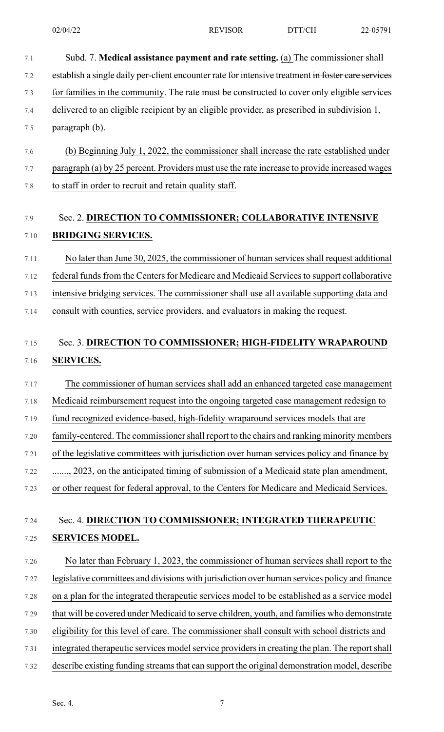Subd. 7. **Medical assistance payment and rate setting.** (a) The commissioner shall establish a single daily per-client encounter rate for intensive treatment ~~in foster care services~~ for families in the community. The rate must be constructed to cover only eligible services delivered to an eligible recipient by an eligible provider, as prescribed in subdivision 1, paragraph (b).

(b) Beginning July 1, 2022, the commissioner shall increase the rate established under paragraph (a) by 25 percent. Providers must use the rate increase to provide increased wages to staff in order to recruit and retain quality staff.

Sec. 2. **DIRECTION TO COMMISSIONER; COLLABORATIVE INTENSIVE BRIDGING SERVICES.**

No later than June 30, 2025, the commissioner of human services shall request additional federal funds from the Centers for Medicare and Medicaid Services to support collaborative intensive bridging services. The commissioner shall use all available supporting data and consult with counties, service providers, and evaluators in making the request.

Sec. 3. **DIRECTION TO COMMISSIONER; HIGH-FIDELITY WRAPAROUND SERVICES.**

The commissioner of human services shall add an enhanced targeted case management Medicaid reimbursement request into the ongoing targeted case management redesign to fund recognized evidence-based, high-fidelity wraparound services models that are family-centered. The commissioner shall report to the chairs and ranking minority members of the legislative committees with jurisdiction over human services policy and finance by ......., 2023, on the anticipated timing of submission of a Medicaid state plan amendment, or other request for federal approval, to the Centers for Medicare and Medicaid Services.

Sec. 4. **DIRECTION TO COMMISSIONER; INTEGRATED THERAPEUTIC SERVICES MODEL.**

No later than February 1, 2023, the commissioner of human services shall report to the legislative committees and divisions with jurisdiction over human services policy and finance on a plan for the integrated therapeutic services model to be established as a service model that will be covered under Medicaid to serve children, youth, and families who demonstrate eligibility for this level of care. The commissioner shall consult with school districts and integrated therapeutic services model service providers in creating the plan. The report shall describe existing funding streams that can support the original demonstration model, describe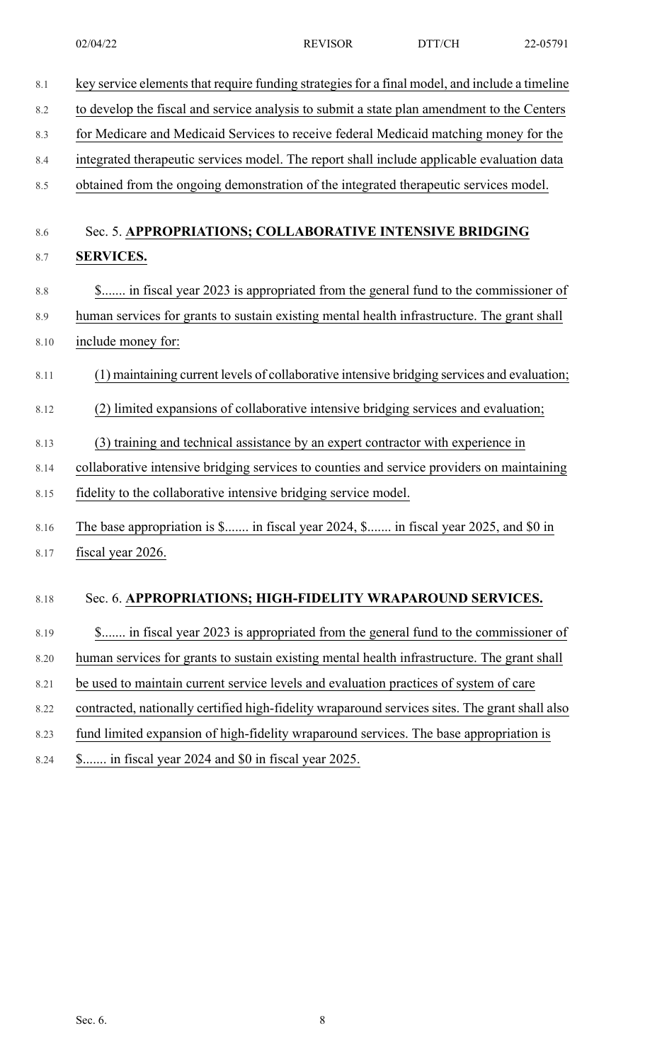key service elements that require funding strategies for a final model, and include a timeline to develop the fiscal and service analysis to submit a state plan amendment to the Centers for Medicare and Medicaid Services to receive federal Medicaid matching money for the integrated therapeutic services model. The report shall include applicable evaluation data obtained from the ongoing demonstration of the integrated therapeutic services model.

## Sec. 5. **APPROPRIATIONS; COLLABORATIVE INTENSIVE BRIDGING SERVICES.**

$....... in fiscal year 2023 is appropriated from the general fund to the commissioner of human services for grants to sustain existing mental health infrastructure. The grant shall include money for:

(1) maintaining current levels of collaborative intensive bridging services and evaluation;

(2) limited expansions of collaborative intensive bridging services and evaluation;

(3) training and technical assistance by an expert contractor with experience in collaborative intensive bridging services to counties and service providers on maintaining fidelity to the collaborative intensive bridging service model.

The base appropriation is $....... in fiscal year 2024, $....... in fiscal year 2025, and $0 in fiscal year 2026.

## Sec. 6. **APPROPRIATIONS; HIGH-FIDELITY WRAPAROUND SERVICES.**

$....... in fiscal year 2023 is appropriated from the general fund to the commissioner of human services for grants to sustain existing mental health infrastructure. The grant shall be used to maintain current service levels and evaluation practices of system of care contracted, nationally certified high-fidelity wraparound services sites. The grant shall also fund limited expansion of high-fidelity wraparound services. The base appropriation is $....... in fiscal year 2024 and $0 in fiscal year 2025.